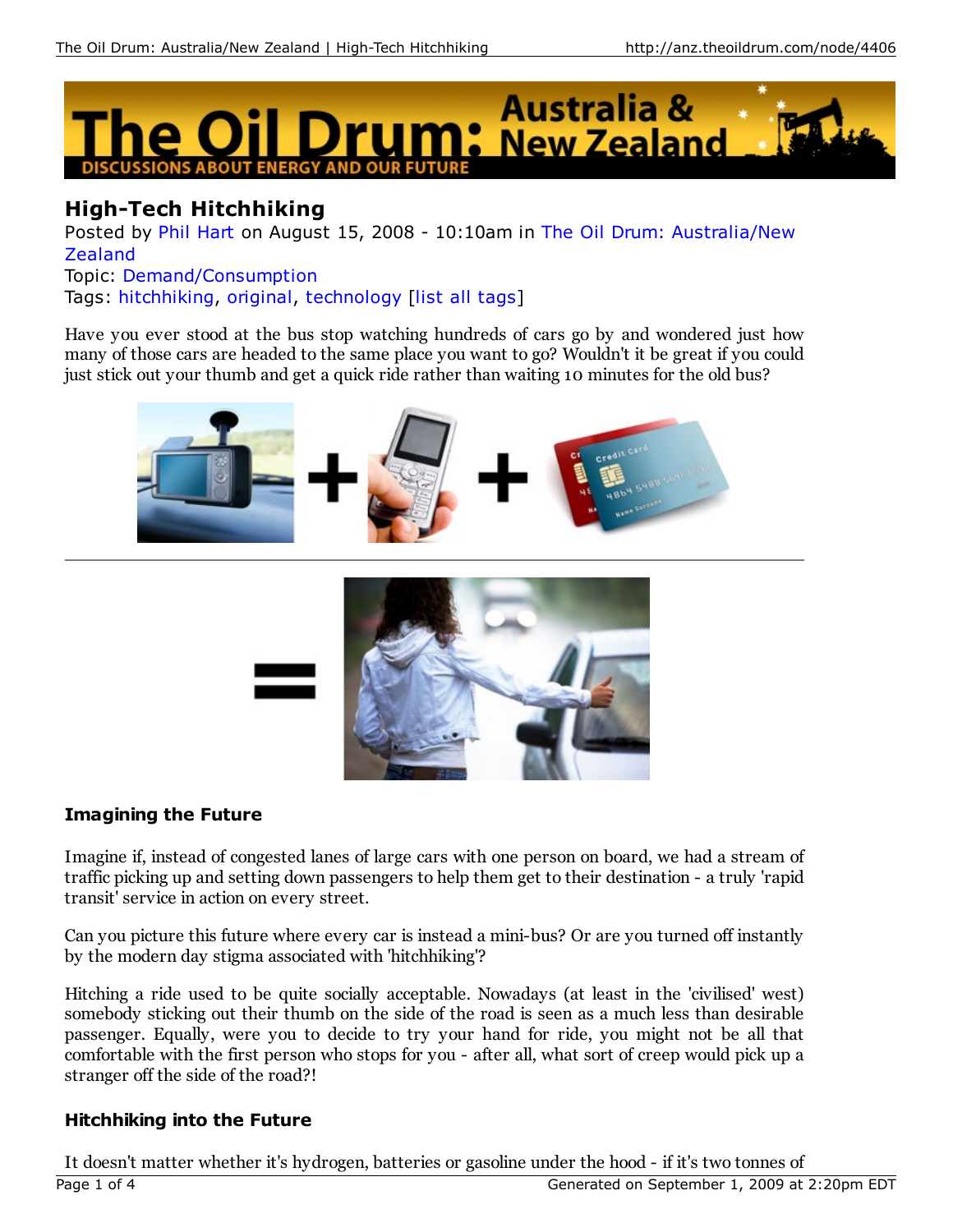# High-Tech Hitchhiking

Posted by Phil Hart on August 15, 2008 - 10:10am in The Oil Drum: Australia/New Zealand
Topic: Demand/Consumption
Tags: hitchhiking, original, technology [list all tags]

Have you ever stood at the bus stop watching hundreds of cars go by and wondered just how many of those cars are headed to the same place you want to go? Wouldn't it be great if you could just stick out your thumb and get a quick ride rather than waiting 10 minutes for the old bus?

### Imagining the Future

Imagine if, instead of congested lanes of large cars with one person on board, we had a stream of traffic picking up and setting down passengers to help them get to their destination - a truly 'rapid transit' service in action on every street.

Can you picture this future where every car is instead a mini-bus? Or are you turned off instantly by the modern day stigma associated with 'hitchhiking'?

Hitching a ride used to be quite socially acceptable. Nowadays (at least in the 'civilised' west) somebody sticking out their thumb on the side of the road is seen as a much less than desirable passenger. Equally, were you to decide to try your hand for ride, you might not be all that comfortable with the first person who stops for you - after all, what sort of creep would pick up a stranger off the side of the road?!

### Hitchhiking into the Future

It doesn't matter whether it's hydrogen, batteries or gasoline under the hood - if it's two tonnes of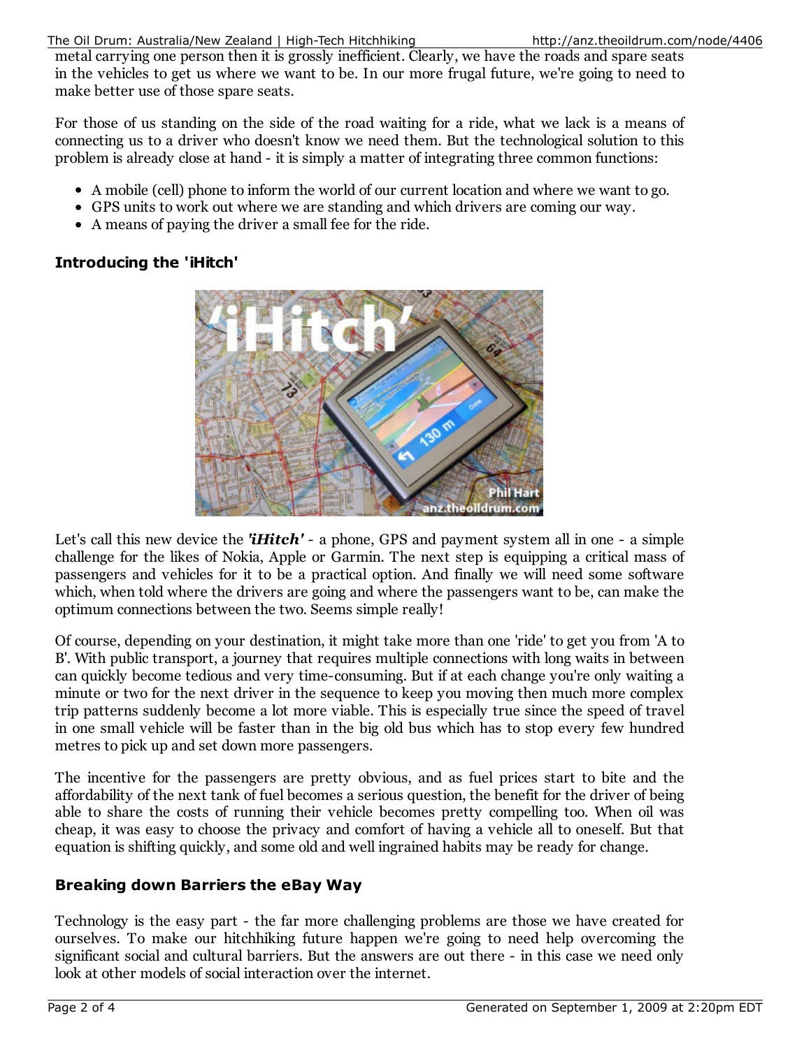metal carrying one person then it is grossly inefficient. Clearly, we have the roads and spare seats in the vehicles to get us where we want to be. In our more frugal future, we're going to need to make better use of those spare seats.

For those of us standing on the side of the road waiting for a ride, what we lack is a means of connecting us to a driver who doesn't know we need them. But the technological solution to this problem is already close at hand - it is simply a matter of integrating three common functions:

- A mobile (cell) phone to inform the world of our current location and where we want to go.
- GPS units to work out where we are standing and which drivers are coming our way.
- A means of paying the driver a small fee for the ride.

### Introducing the 'iHitch'

Let's call this new device the ***'iHitch'*** - a phone, GPS and payment system all in one - a simple challenge for the likes of Nokia, Apple or Garmin. The next step is equipping a critical mass of passengers and vehicles for it to be a practical option. And finally we will need some software which, when told where the drivers are going and where the passengers want to be, can make the optimum connections between the two. Seems simple really!

Of course, depending on your destination, it might take more than one 'ride' to get you from 'A to B'. With public transport, a journey that requires multiple connections with long waits in between can quickly become tedious and very time-consuming. But if at each change you're only waiting a minute or two for the next driver in the sequence to keep you moving then much more complex trip patterns suddenly become a lot more viable. This is especially true since the speed of travel in one small vehicle will be faster than in the big old bus which has to stop every few hundred metres to pick up and set down more passengers.

The incentive for the passengers are pretty obvious, and as fuel prices start to bite and the affordability of the next tank of fuel becomes a serious question, the benefit for the driver of being able to share the costs of running their vehicle becomes pretty compelling too. When oil was cheap, it was easy to choose the privacy and comfort of having a vehicle all to oneself. But that equation is shifting quickly, and some old and well ingrained habits may be ready for change.

### Breaking down Barriers the eBay Way

Technology is the easy part - the far more challenging problems are those we have created for ourselves. To make our hitchhiking future happen we're going to need help overcoming the significant social and cultural barriers. But the answers are out there - in this case we need only look at other models of social interaction over the internet.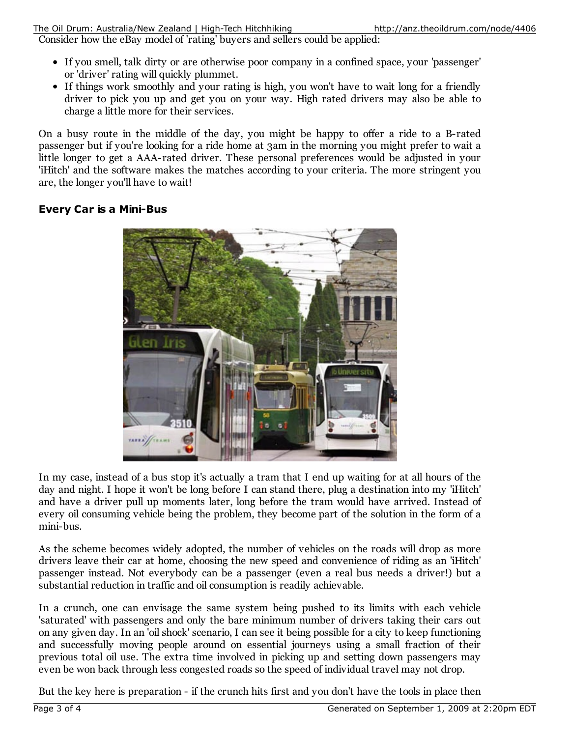Consider how the eBay model of 'rating' buyers and sellers could be applied:

- If you smell, talk dirty or are otherwise poor company in a confined space, your 'passenger' or 'driver' rating will quickly plummet.
- If things work smoothly and your rating is high, you won't have to wait long for a friendly driver to pick you up and get you on your way. High rated drivers may also be able to charge a little more for their services.

On a busy route in the middle of the day, you might be happy to offer a ride to a B-rated passenger but if you're looking for a ride home at 3am in the morning you might prefer to wait a little longer to get a AAA-rated driver. These personal preferences would be adjusted in your 'iHitch' and the software makes the matches according to your criteria. The more stringent you are, the longer you'll have to wait!

### Every Car is a Mini-Bus

In my case, instead of a bus stop it's actually a tram that I end up waiting for at all hours of the day and night. I hope it won't be long before I can stand there, plug a destination into my 'iHitch' and have a driver pull up moments later, long before the tram would have arrived. Instead of every oil consuming vehicle being the problem, they become part of the solution in the form of a mini-bus.

As the scheme becomes widely adopted, the number of vehicles on the roads will drop as more drivers leave their car at home, choosing the new speed and convenience of riding as an 'iHitch' passenger instead. Not everybody can be a passenger (even a real bus needs a driver!) but a substantial reduction in traffic and oil consumption is readily achievable.

In a crunch, one can envisage the same system being pushed to its limits with each vehicle 'saturated' with passengers and only the bare minimum number of drivers taking their cars out on any given day. In an 'oil shock' scenario, I can see it being possible for a city to keep functioning and successfully moving people around on essential journeys using a small fraction of their previous total oil use. The extra time involved in picking up and setting down passengers may even be won back through less congested roads so the speed of individual travel may not drop.

But the key here is preparation - if the crunch hits first and you don't have the tools in place then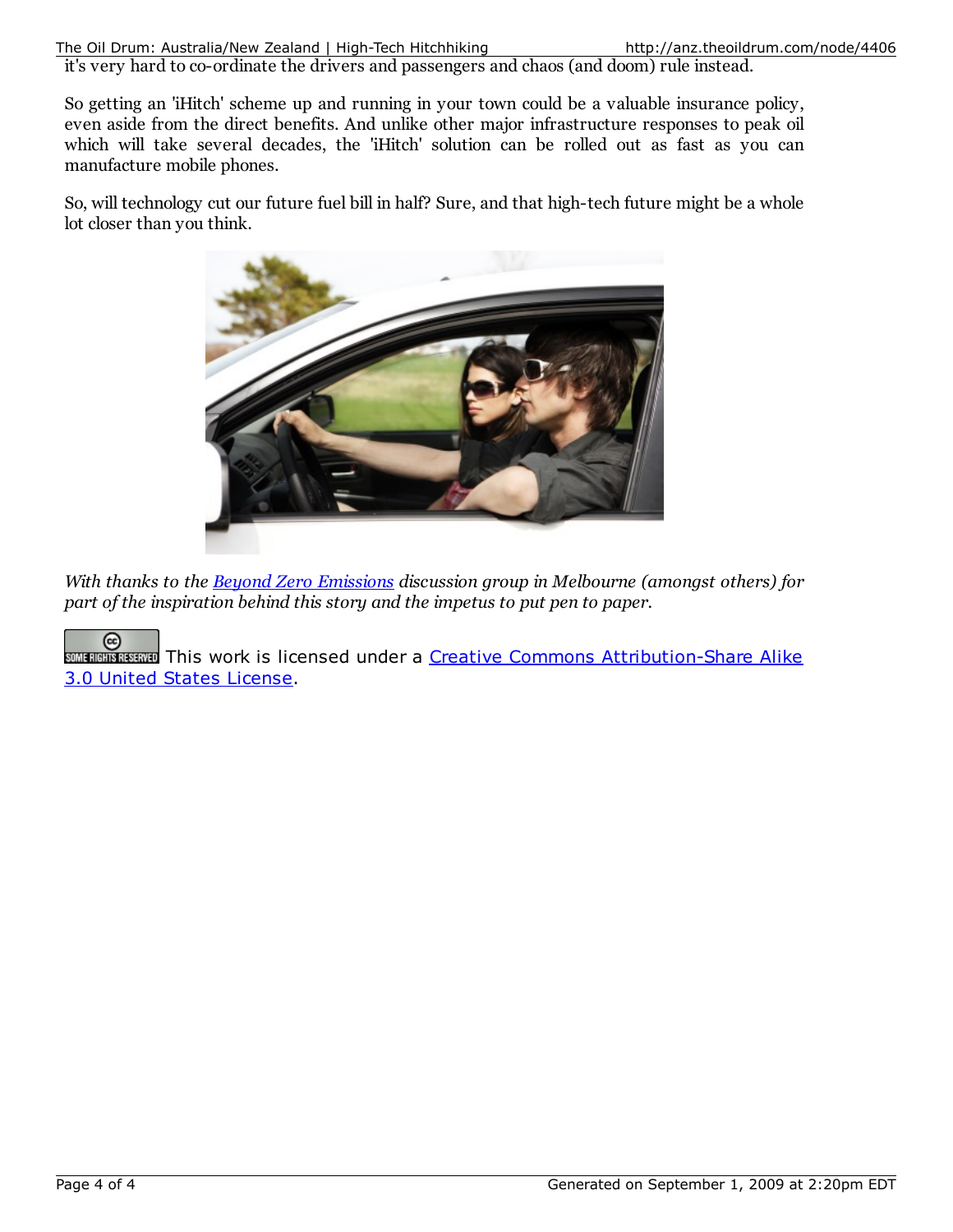it's very hard to co-ordinate the drivers and passengers and chaos (and doom) rule instead.

So getting an 'iHitch' scheme up and running in your town could be a valuable insurance policy, even aside from the direct benefits. And unlike other major infrastructure responses to peak oil which will take several decades, the 'iHitch' solution can be rolled out as fast as you can manufacture mobile phones.

So, will technology cut our future fuel bill in half? Sure, and that high-tech future might be a whole lot closer than you think.

*With thanks to the [Beyond Zero Emissions] discussion group in Melbourne (amongst others) for part of the inspiration behind this story and the impetus to put pen to paper.*

SOME RIGHTS RESERVED This work is licensed under a [Creative Commons Attribution-Share Alike 3.0 United States License].